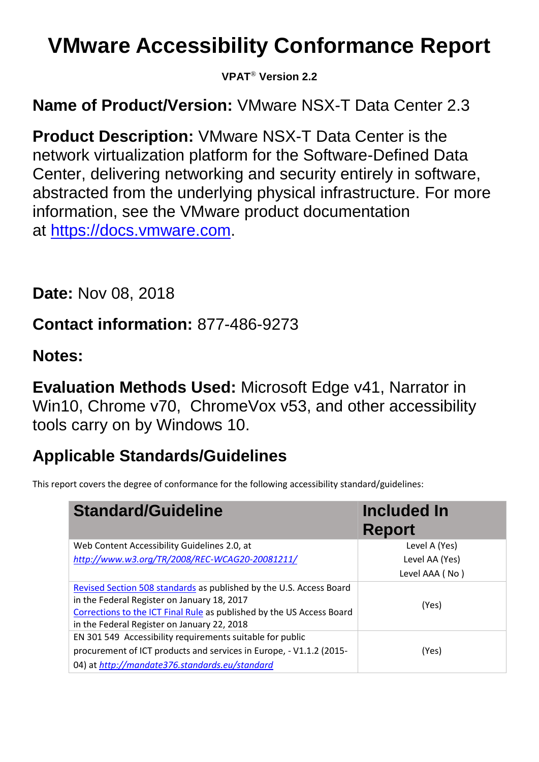# VMware Accessibility Conformance Report

**VPAT® Version 2.2**

**Name of Product/Version:** VMware NSX-T Data Center 2.3

**Product Description:** VMware NSX-T Data Center is the network virtualization platform for the Software-Defined Data Center, delivering networking and security entirely in software, abstracted from the underlying physical infrastructure. For more information, see the VMware product documentation at [https://docs.vmware.com](https://docs.vmware.com).

**Date:** Nov 08, 2018

**Contact information:** 877-486-9273

**Notes:**

**Evaluation Methods Used:** Microsoft Edge v41, Narrator in Win10, Chrome v70, ChromeVox v53, and other accessibility tools carry on by Windows 10.

## Applicable Standards/Guidelines

This report covers the degree of conformance for the following accessibility standard/guidelines:

| Standard/Guideline | Included In Report |
| --- | --- |
| Web Content Accessibility Guidelines 2.0, at *http://www.w3.org/TR/2008/REC-WCAG20-20081211/* | Level A (Yes)<br>Level AA (Yes)<br>Level AAA ( No ) |
| Revised Section 508 standards as published by the U.S. Access Board in the Federal Register on January 18, 2017<br>Corrections to the ICT Final Rule as published by the US Access Board in the Federal Register on January 22, 2018 | (Yes) |
| EN 301 549 Accessibility requirements suitable for public procurement of ICT products and services in Europe, - V1.1.2 (2015-04) at *http://mandate376.standards.eu/standard* | (Yes) |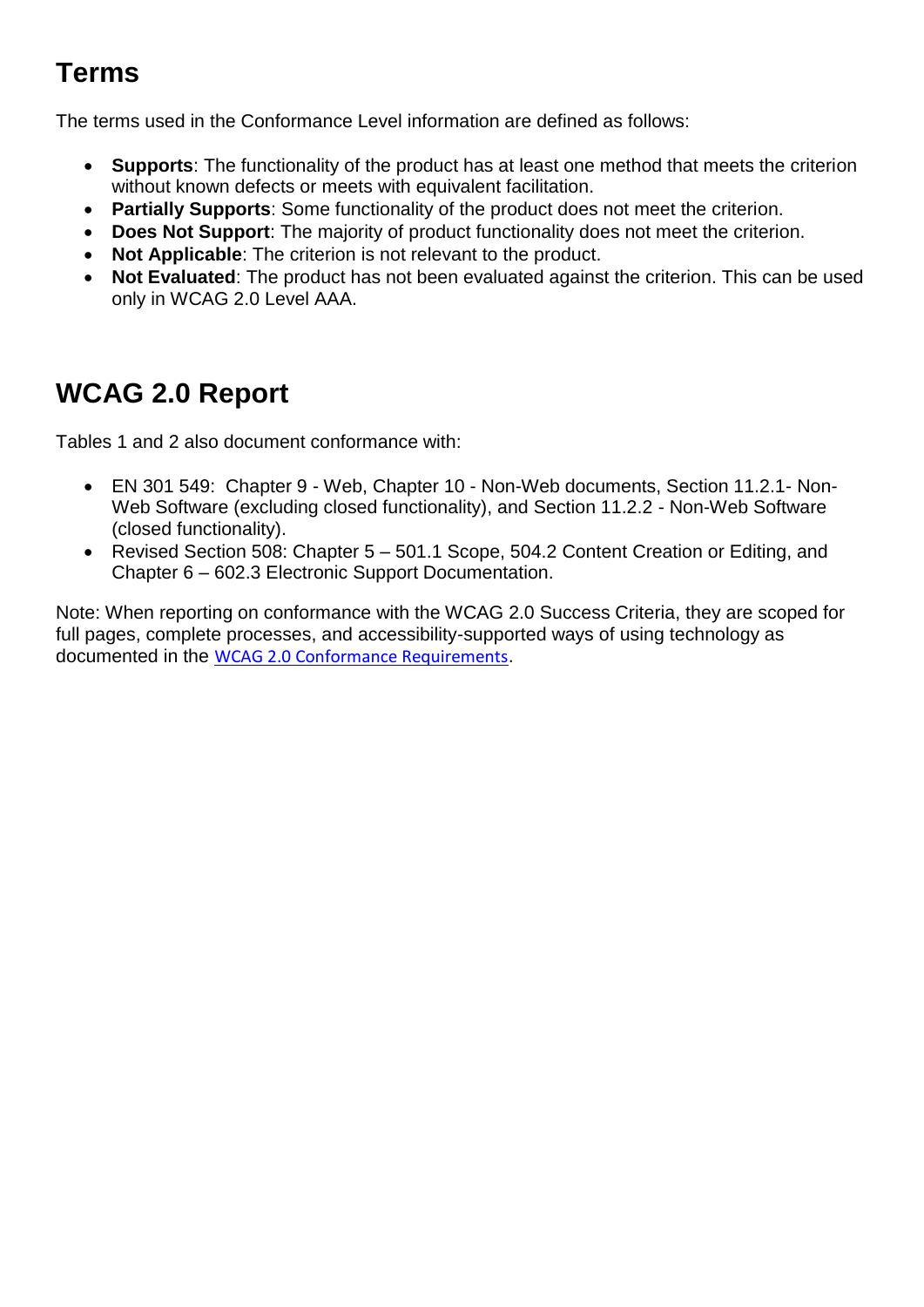## Terms

The terms used in the Conformance Level information are defined as follows:

- **Supports**: The functionality of the product has at least one method that meets the criterion without known defects or meets with equivalent facilitation.
- **Partially Supports**: Some functionality of the product does not meet the criterion.
- **Does Not Support**: The majority of product functionality does not meet the criterion.
- **Not Applicable**: The criterion is not relevant to the product.
- **Not Evaluated**: The product has not been evaluated against the criterion. This can be used only in WCAG 2.0 Level AAA.

## WCAG 2.0 Report

Tables 1 and 2 also document conformance with:

- EN 301 549: Chapter 9 - Web, Chapter 10 - Non-Web documents, Section 11.2.1- Non-Web Software (excluding closed functionality), and Section 11.2.2 - Non-Web Software (closed functionality).
- Revised Section 508: Chapter 5 – 501.1 Scope, 504.2 Content Creation or Editing, and Chapter 6 – 602.3 Electronic Support Documentation.

Note: When reporting on conformance with the WCAG 2.0 Success Criteria, they are scoped for full pages, complete processes, and accessibility-supported ways of using technology as documented in the WCAG 2.0 Conformance Requirements.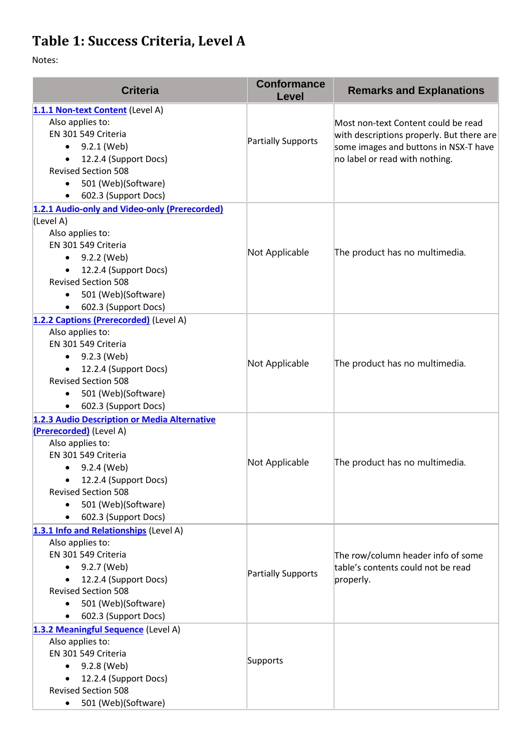# Table 1: Success Criteria, Level A

Notes:

| Criteria | Conformance Level | Remarks and Explanations |
|---|---|---|
| **1.1.1 Non-text Content** (Level A)<br>Also applies to:<br>EN 301 549 Criteria<br>• 9.2.1 (Web)<br>• 12.2.4 (Support Docs)<br>Revised Section 508<br>• 501 (Web)(Software)<br>• 602.3 (Support Docs) | Partially Supports | Most non-text Content could be read with descriptions properly. But there are some images and buttons in NSX-T have no label or read with nothing. |
| **1.2.1 Audio-only and Video-only (Prerecorded)** (Level A)<br>Also applies to:<br>EN 301 549 Criteria<br>• 9.2.2 (Web)<br>• 12.2.4 (Support Docs)<br>Revised Section 508<br>• 501 (Web)(Software)<br>• 602.3 (Support Docs) | Not Applicable | The product has no multimedia. |
| **1.2.2 Captions (Prerecorded)** (Level A)<br>Also applies to:<br>EN 301 549 Criteria<br>• 9.2.3 (Web)<br>• 12.2.4 (Support Docs)<br>Revised Section 508<br>• 501 (Web)(Software)<br>• 602.3 (Support Docs) | Not Applicable | The product has no multimedia. |
| **1.2.3 Audio Description or Media Alternative (Prerecorded)** (Level A)<br>Also applies to:<br>EN 301 549 Criteria<br>• 9.2.4 (Web)<br>• 12.2.4 (Support Docs)<br>Revised Section 508<br>• 501 (Web)(Software)<br>• 602.3 (Support Docs) | Not Applicable | The product has no multimedia. |
| **1.3.1 Info and Relationships** (Level A)<br>Also applies to:<br>EN 301 549 Criteria<br>• 9.2.7 (Web)<br>• 12.2.4 (Support Docs)<br>Revised Section 508<br>• 501 (Web)(Software)<br>• 602.3 (Support Docs) | Partially Supports | The row/column header info of some table's contents could not be read properly. |
| **1.3.2 Meaningful Sequence** (Level A)<br>Also applies to:<br>EN 301 549 Criteria<br>• 9.2.8 (Web)<br>• 12.2.4 (Support Docs)<br>Revised Section 508<br>• 501 (Web)(Software) | Supports | |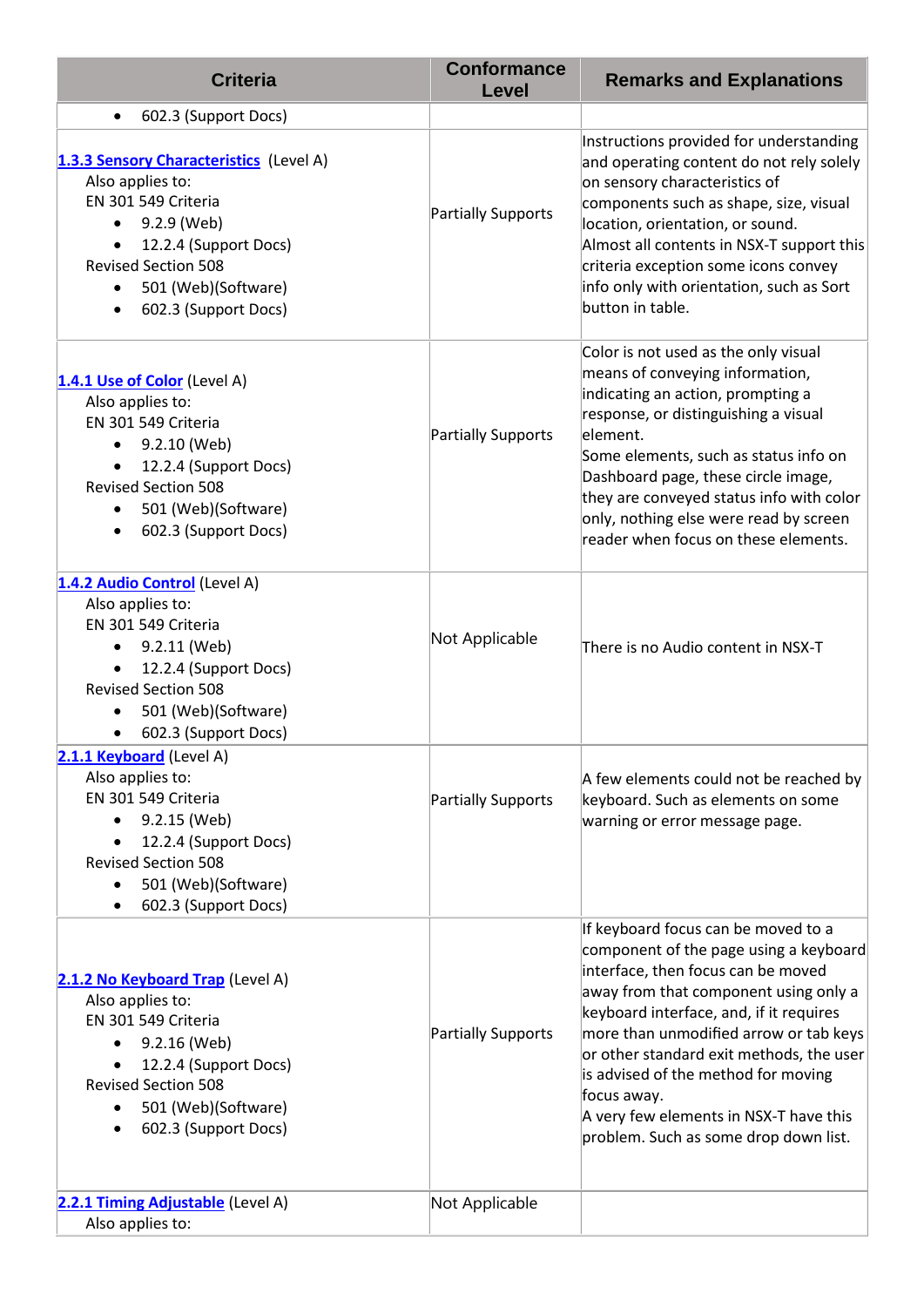| Criteria | Conformance Level | Remarks and Explanations |
|---|---|---|
| • 602.3 (Support Docs) | | |
| **1.3.3 Sensory Characteristics** (Level A)<br>Also applies to:<br>EN 301 549 Criteria<br>• 9.2.9 (Web)<br>• 12.2.4 (Support Docs)<br>Revised Section 508<br>• 501 (Web)(Software)<br>• 602.3 (Support Docs) | Partially Supports | Instructions provided for understanding and operating content do not rely solely on sensory characteristics of components such as shape, size, visual location, orientation, or sound.<br>Almost all contents in NSX-T support this criteria exception some icons convey info only with orientation, such as Sort button in table. |
| **1.4.1 Use of Color** (Level A)<br>Also applies to:<br>EN 301 549 Criteria<br>• 9.2.10 (Web)<br>• 12.2.4 (Support Docs)<br>Revised Section 508<br>• 501 (Web)(Software)<br>• 602.3 (Support Docs) | Partially Supports | Color is not used as the only visual means of conveying information, indicating an action, prompting a response, or distinguishing a visual element.<br>Some elements, such as status info on Dashboard page, these circle image, they are conveyed status info with color only, nothing else were read by screen reader when focus on these elements. |
| **1.4.2 Audio Control** (Level A)<br>Also applies to:<br>EN 301 549 Criteria<br>• 9.2.11 (Web)<br>• 12.2.4 (Support Docs)<br>Revised Section 508<br>• 501 (Web)(Software)<br>• 602.3 (Support Docs) | Not Applicable | There is no Audio content in NSX-T |
| **2.1.1 Keyboard** (Level A)<br>Also applies to:<br>EN 301 549 Criteria<br>• 9.2.15 (Web)<br>• 12.2.4 (Support Docs)<br>Revised Section 508<br>• 501 (Web)(Software)<br>• 602.3 (Support Docs) | Partially Supports | A few elements could not be reached by keyboard. Such as elements on some warning or error message page. |
| **2.1.2 No Keyboard Trap** (Level A)<br>Also applies to:<br>EN 301 549 Criteria<br>• 9.2.16 (Web)<br>• 12.2.4 (Support Docs)<br>Revised Section 508<br>• 501 (Web)(Software)<br>• 602.3 (Support Docs) | Partially Supports | If keyboard focus can be moved to a component of the page using a keyboard interface, then focus can be moved away from that component using only a keyboard interface, and, if it requires more than unmodified arrow or tab keys or other standard exit methods, the user is advised of the method for moving focus away.<br>A very few elements in NSX-T have this problem. Such as some drop down list. |
| **2.2.1 Timing Adjustable** (Level A)<br>Also applies to: | Not Applicable | |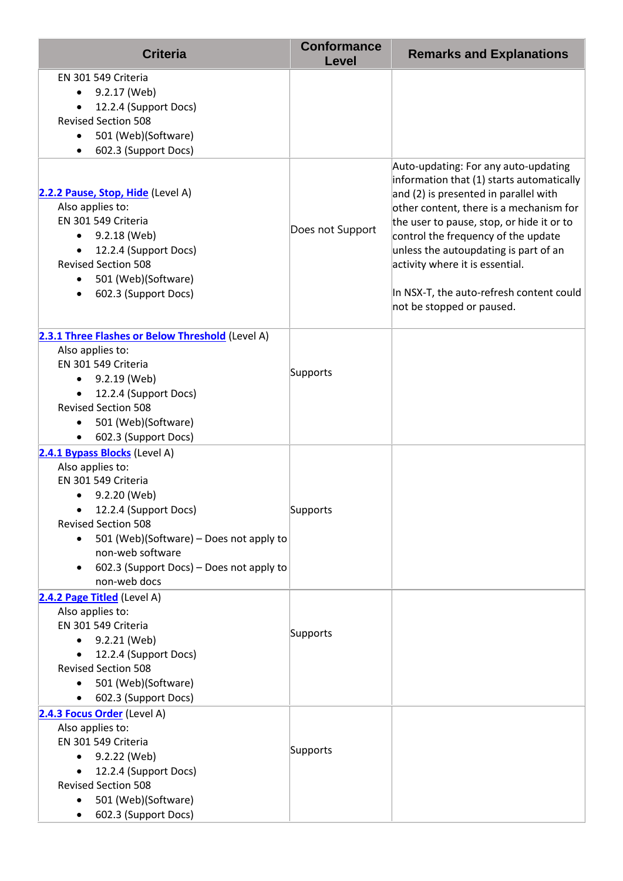| Criteria | Conformance Level | Remarks and Explanations |
| --- | --- | --- |
| EN 301 549 Criteria<br>• 9.2.17 (Web)<br>• 12.2.4 (Support Docs)<br>Revised Section 508<br>• 501 (Web)(Software)<br>• 602.3 (Support Docs) | | |
| [2.2.2 Pause, Stop, Hide](#) (Level A)<br>Also applies to:<br>EN 301 549 Criteria<br>• 9.2.18 (Web)<br>• 12.2.4 (Support Docs)<br>Revised Section 508<br>• 501 (Web)(Software)<br>• 602.3 (Support Docs) | Does not Support | Auto-updating: For any auto-updating information that (1) starts automatically and (2) is presented in parallel with other content, there is a mechanism for the user to pause, stop, or hide it or to control the frequency of the update unless the autoupdating is part of an activity where it is essential.<br><br>In NSX-T, the auto-refresh content could not be stopped or paused. |
| [2.3.1 Three Flashes or Below Threshold](#) (Level A)<br>Also applies to:<br>EN 301 549 Criteria<br>• 9.2.19 (Web)<br>• 12.2.4 (Support Docs)<br>Revised Section 508<br>• 501 (Web)(Software)<br>• 602.3 (Support Docs) | Supports | |
| [2.4.1 Bypass Blocks](#) (Level A)<br>Also applies to:<br>EN 301 549 Criteria<br>• 9.2.20 (Web)<br>• 12.2.4 (Support Docs)<br>Revised Section 508<br>• 501 (Web)(Software) – Does not apply to non-web software<br>• 602.3 (Support Docs) – Does not apply to non-web docs | Supports | |
| [2.4.2 Page Titled](#) (Level A)<br>Also applies to:<br>EN 301 549 Criteria<br>• 9.2.21 (Web)<br>• 12.2.4 (Support Docs)<br>Revised Section 508<br>• 501 (Web)(Software)<br>• 602.3 (Support Docs) | Supports | |
| [2.4.3 Focus Order](#) (Level A)<br>Also applies to:<br>EN 301 549 Criteria<br>• 9.2.22 (Web)<br>• 12.2.4 (Support Docs)<br>Revised Section 508<br>• 501 (Web)(Software)<br>• 602.3 (Support Docs) | Supports | |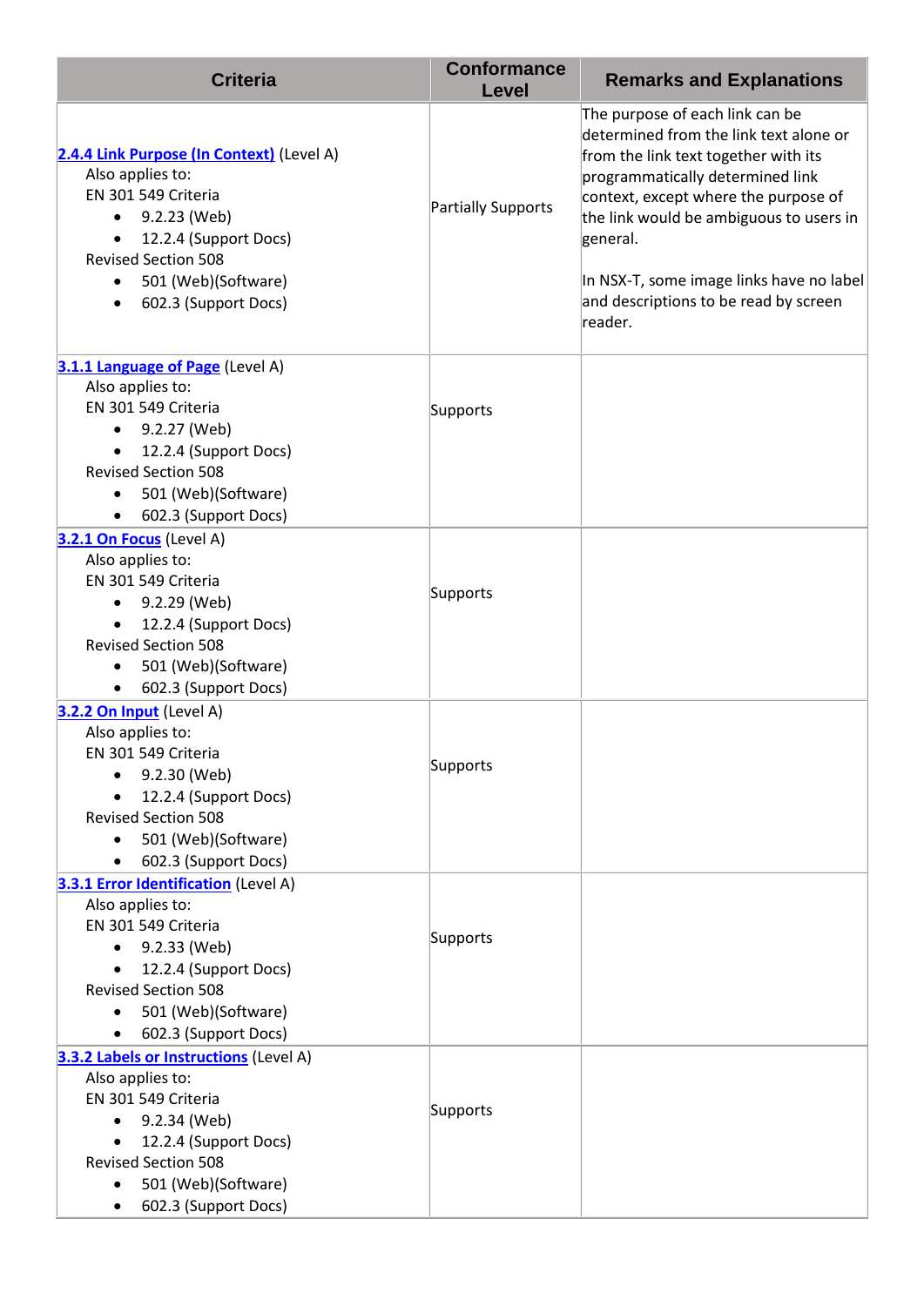| Criteria | Conformance Level | Remarks and Explanations |
| --- | --- | --- |
| **2.4.4 Link Purpose (In Context)** (Level A)<br>Also applies to:<br>EN 301 549 Criteria<br>• 9.2.23 (Web)<br>• 12.2.4 (Support Docs)<br>Revised Section 508<br>• 501 (Web)(Software)<br>• 602.3 (Support Docs) | Partially Supports | The purpose of each link can be determined from the link text alone or from the link text together with its programmatically determined link context, except where the purpose of the link would be ambiguous to users in general.<br><br>In NSX-T, some image links have no label and descriptions to be read by screen reader. |
| **3.1.1 Language of Page** (Level A)<br>Also applies to:<br>EN 301 549 Criteria<br>• 9.2.27 (Web)<br>• 12.2.4 (Support Docs)<br>Revised Section 508<br>• 501 (Web)(Software)<br>• 602.3 (Support Docs) | Supports | |
| **3.2.1 On Focus** (Level A)<br>Also applies to:<br>EN 301 549 Criteria<br>• 9.2.29 (Web)<br>• 12.2.4 (Support Docs)<br>Revised Section 508<br>• 501 (Web)(Software)<br>• 602.3 (Support Docs) | Supports | |
| **3.2.2 On Input** (Level A)<br>Also applies to:<br>EN 301 549 Criteria<br>• 9.2.30 (Web)<br>• 12.2.4 (Support Docs)<br>Revised Section 508<br>• 501 (Web)(Software)<br>• 602.3 (Support Docs) | Supports | |
| **3.3.1 Error Identification** (Level A)<br>Also applies to:<br>EN 301 549 Criteria<br>• 9.2.33 (Web)<br>• 12.2.4 (Support Docs)<br>Revised Section 508<br>• 501 (Web)(Software)<br>• 602.3 (Support Docs) | Supports | |
| **3.3.2 Labels or Instructions** (Level A)<br>Also applies to:<br>EN 301 549 Criteria<br>• 9.2.34 (Web)<br>• 12.2.4 (Support Docs)<br>Revised Section 508<br>• 501 (Web)(Software)<br>• 602.3 (Support Docs) | Supports | |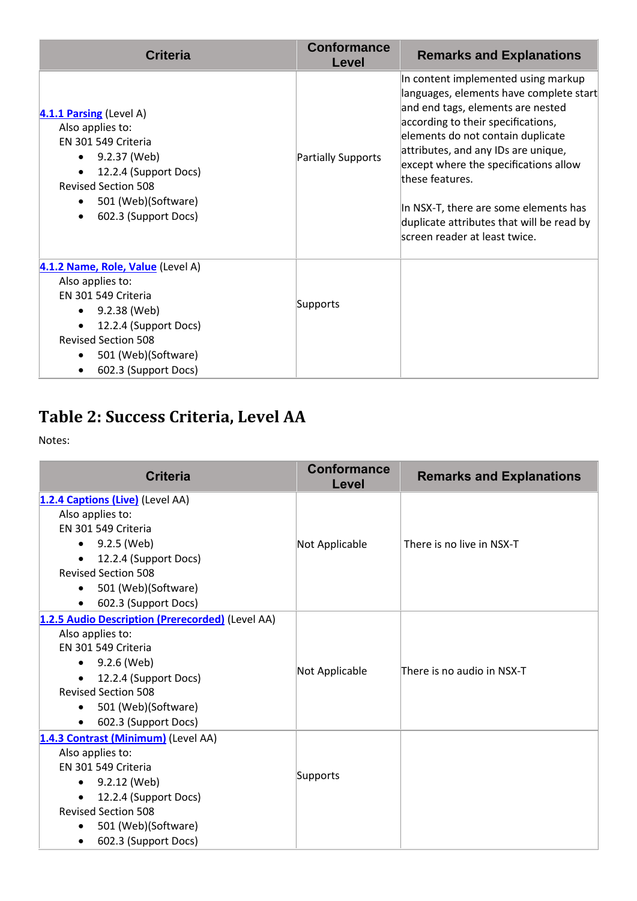| Criteria | Conformance Level | Remarks and Explanations |
|---|---|---|
| **4.1.1 Parsing** (Level A)<br>Also applies to:<br>EN 301 549 Criteria<br>• 9.2.37 (Web)<br>• 12.2.4 (Support Docs)<br>Revised Section 508<br>• 501 (Web)(Software)<br>• 602.3 (Support Docs) | Partially Supports | In content implemented using markup languages, elements have complete start and end tags, elements are nested according to their specifications, elements do not contain duplicate attributes, and any IDs are unique, except where the specifications allow these features.<br><br>In NSX-T, there are some elements has duplicate attributes that will be read by screen reader at least twice. |
| **4.1.2 Name, Role, Value** (Level A)<br>Also applies to:<br>EN 301 549 Criteria<br>• 9.2.38 (Web)<br>• 12.2.4 (Support Docs)<br>Revised Section 508<br>• 501 (Web)(Software)<br>• 602.3 (Support Docs) | Supports | |

## Table 2: Success Criteria, Level AA

Notes:

| Criteria | Conformance Level | Remarks and Explanations |
|---|---|---|
| **1.2.4 Captions (Live)** (Level AA)<br>Also applies to:<br>EN 301 549 Criteria<br>• 9.2.5 (Web)<br>• 12.2.4 (Support Docs)<br>Revised Section 508<br>• 501 (Web)(Software)<br>• 602.3 (Support Docs) | Not Applicable | There is no live in NSX-T |
| **1.2.5 Audio Description (Prerecorded)** (Level AA)<br>Also applies to:<br>EN 301 549 Criteria<br>• 9.2.6 (Web)<br>• 12.2.4 (Support Docs)<br>Revised Section 508<br>• 501 (Web)(Software)<br>• 602.3 (Support Docs) | Not Applicable | There is no audio in NSX-T |
| **1.4.3 Contrast (Minimum)** (Level AA)<br>Also applies to:<br>EN 301 549 Criteria<br>• 9.2.12 (Web)<br>• 12.2.4 (Support Docs)<br>Revised Section 508<br>• 501 (Web)(Software)<br>• 602.3 (Support Docs) | Supports | |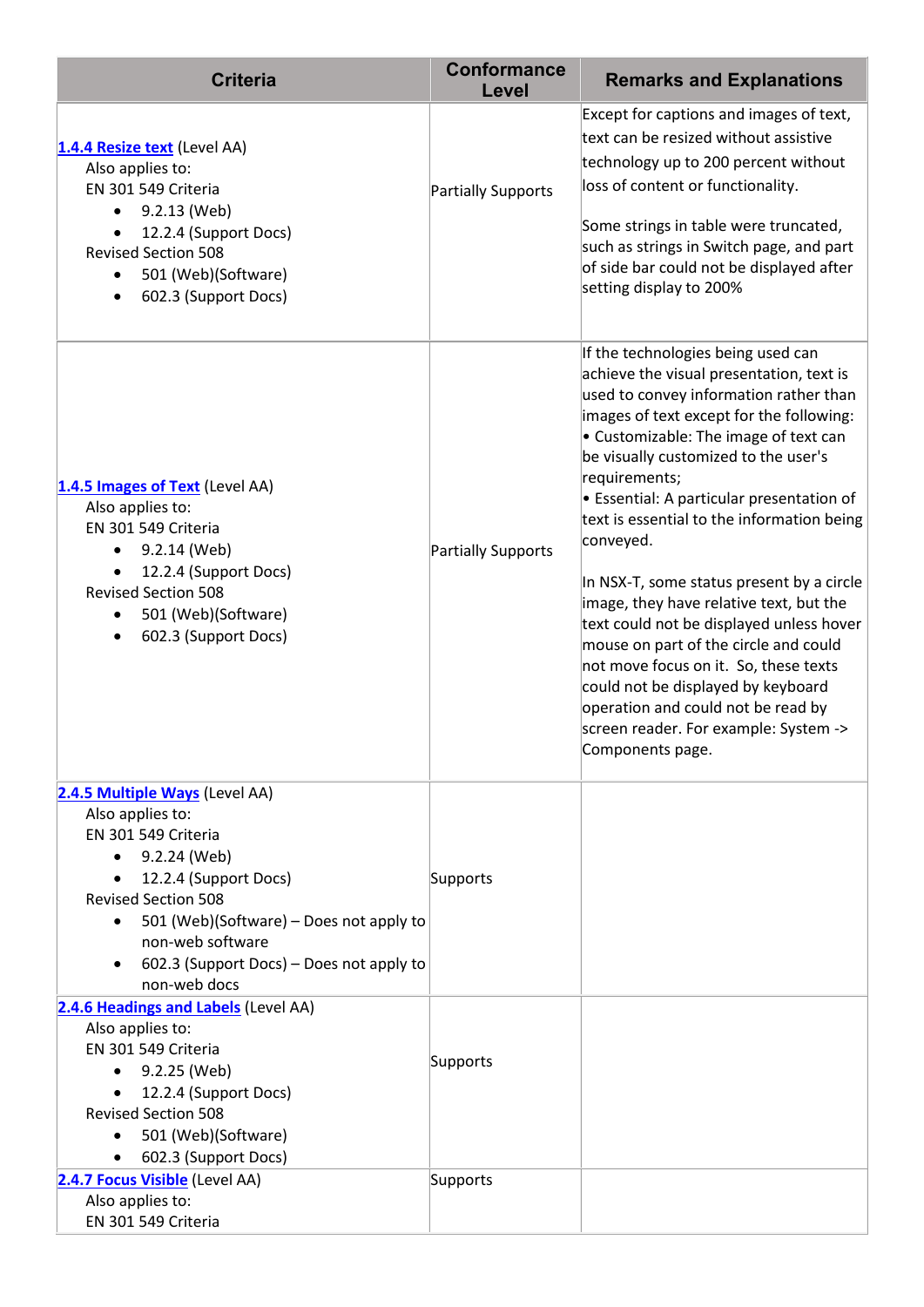| Criteria | Conformance Level | Remarks and Explanations |
|---|---|---|
| **1.4.4 Resize text** (Level AA)<br>Also applies to:<br>EN 301 549 Criteria<br>• 9.2.13 (Web)<br>• 12.2.4 (Support Docs)<br>Revised Section 508<br>• 501 (Web)(Software)<br>• 602.3 (Support Docs) | Partially Supports | Except for captions and images of text, text can be resized without assistive technology up to 200 percent without loss of content or functionality.<br><br>Some strings in table were truncated, such as strings in Switch page, and part of side bar could not be displayed after setting display to 200% |
| **1.4.5 Images of Text** (Level AA)<br>Also applies to:<br>EN 301 549 Criteria<br>• 9.2.14 (Web)<br>• 12.2.4 (Support Docs)<br>Revised Section 508<br>• 501 (Web)(Software)<br>• 602.3 (Support Docs) | Partially Supports | If the technologies being used can achieve the visual presentation, text is used to convey information rather than images of text except for the following:<br>• Customizable: The image of text can be visually customized to the user's requirements;<br>• Essential: A particular presentation of text is essential to the information being conveyed.<br><br>In NSX-T, some status present by a circle image, they have relative text, but the text could not be displayed unless hover mouse on part of the circle and could not move focus on it. So, these texts could not be displayed by keyboard operation and could not be read by screen reader. For example: System -> Components page. |
| **2.4.5 Multiple Ways** (Level AA)<br>Also applies to:<br>EN 301 549 Criteria<br>• 9.2.24 (Web)<br>• 12.2.4 (Support Docs)<br>Revised Section 508<br>• 501 (Web)(Software) – Does not apply to non-web software<br>• 602.3 (Support Docs) – Does not apply to non-web docs | Supports | |
| **2.4.6 Headings and Labels** (Level AA)<br>Also applies to:<br>EN 301 549 Criteria<br>• 9.2.25 (Web)<br>• 12.2.4 (Support Docs)<br>Revised Section 508<br>• 501 (Web)(Software)<br>• 602.3 (Support Docs) | Supports | |
| **2.4.7 Focus Visible** (Level AA)<br>Also applies to:<br>EN 301 549 Criteria | Supports | |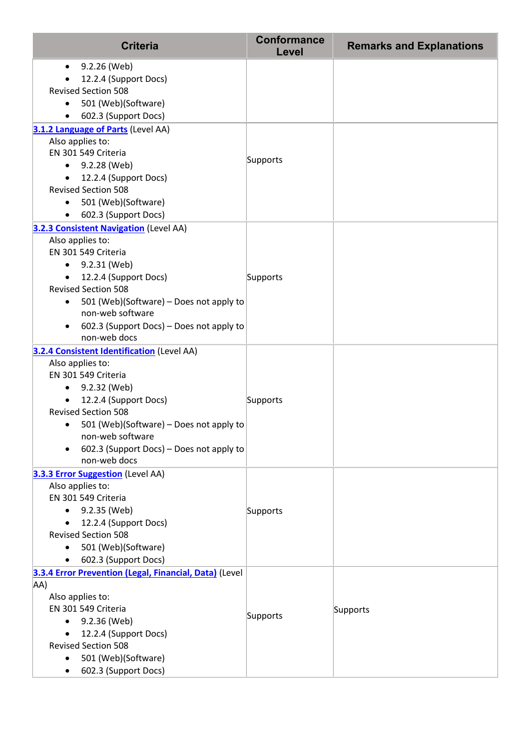| Criteria | Conformance Level | Remarks and Explanations |
|---|---|---|
| • 9.2.26 (Web)<br>• 12.2.4 (Support Docs)<br>Revised Section 508<br>• 501 (Web)(Software)<br>• 602.3 (Support Docs) | | |
| [3.1.2 Language of Parts](#) (Level AA)<br>Also applies to:<br>EN 301 549 Criteria<br>• 9.2.28 (Web)<br>• 12.2.4 (Support Docs)<br>Revised Section 508<br>• 501 (Web)(Software)<br>• 602.3 (Support Docs) | Supports | |
| [3.2.3 Consistent Navigation](#) (Level AA)<br>Also applies to:<br>EN 301 549 Criteria<br>• 9.2.31 (Web)<br>• 12.2.4 (Support Docs)<br>Revised Section 508<br>• 501 (Web)(Software) – Does not apply to non-web software<br>• 602.3 (Support Docs) – Does not apply to non-web docs | Supports | |
| [3.2.4 Consistent Identification](#) (Level AA)<br>Also applies to:<br>EN 301 549 Criteria<br>• 9.2.32 (Web)<br>• 12.2.4 (Support Docs)<br>Revised Section 508<br>• 501 (Web)(Software) – Does not apply to non-web software<br>• 602.3 (Support Docs) – Does not apply to non-web docs | Supports | |
| [3.3.3 Error Suggestion](#) (Level AA)<br>Also applies to:<br>EN 301 549 Criteria<br>• 9.2.35 (Web)<br>• 12.2.4 (Support Docs)<br>Revised Section 508<br>• 501 (Web)(Software)<br>• 602.3 (Support Docs) | Supports | |
| [3.3.4 Error Prevention (Legal, Financial, Data)](#) (Level AA)<br>Also applies to:<br>EN 301 549 Criteria<br>• 9.2.36 (Web)<br>• 12.2.4 (Support Docs)<br>Revised Section 508<br>• 501 (Web)(Software)<br>• 602.3 (Support Docs) | Supports | Supports |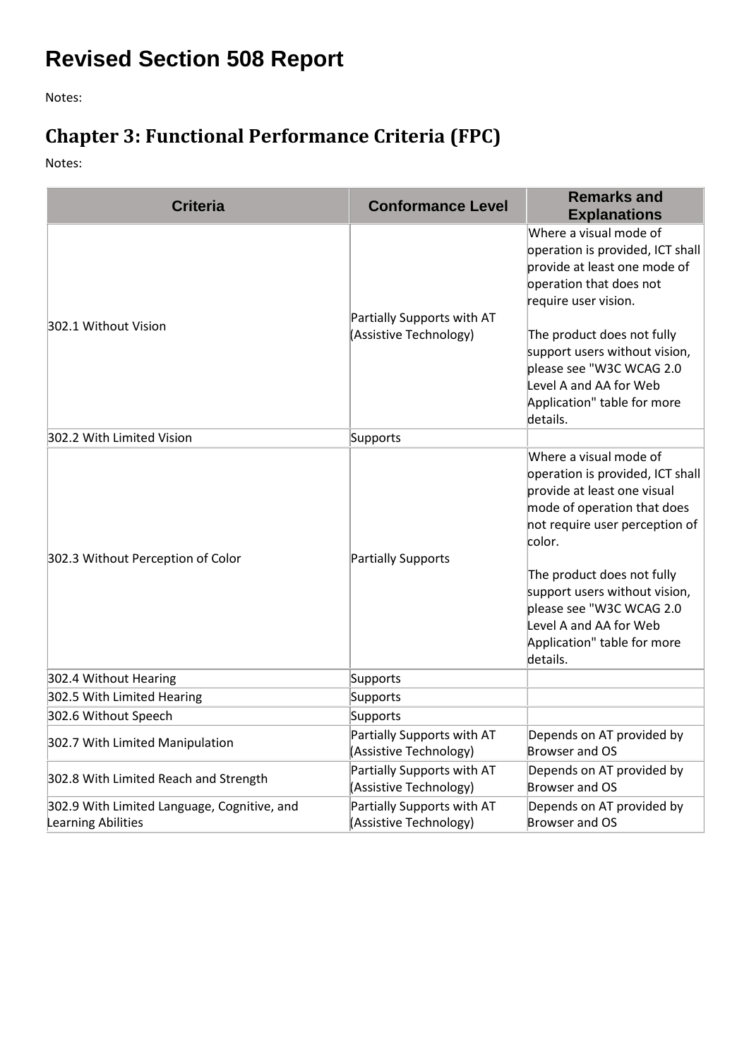# Revised Section 508 Report

Notes:

## Chapter 3: Functional Performance Criteria (FPC)

Notes:

| Criteria | Conformance Level | Remarks and Explanations |
|---|---|---|
| 302.1 Without Vision | Partially Supports with AT (Assistive Technology) | Where a visual mode of operation is provided, ICT shall provide at least one mode of operation that does not require user vision.<br><br>The product does not fully support users without vision, please see "W3C WCAG 2.0 Level A and AA for Web Application" table for more details. |
| 302.2 With Limited Vision | Supports | |
| 302.3 Without Perception of Color | Partially Supports | Where a visual mode of operation is provided, ICT shall provide at least one visual mode of operation that does not require user perception of color.<br><br>The product does not fully support users without vision, please see "W3C WCAG 2.0 Level A and AA for Web Application" table for more details. |
| 302.4 Without Hearing | Supports | |
| 302.5 With Limited Hearing | Supports | |
| 302.6 Without Speech | Supports | |
| 302.7 With Limited Manipulation | Partially Supports with AT (Assistive Technology) | Depends on AT provided by Browser and OS |
| 302.8 With Limited Reach and Strength | Partially Supports with AT (Assistive Technology) | Depends on AT provided by Browser and OS |
| 302.9 With Limited Language, Cognitive, and Learning Abilities | Partially Supports with AT (Assistive Technology) | Depends on AT provided by Browser and OS |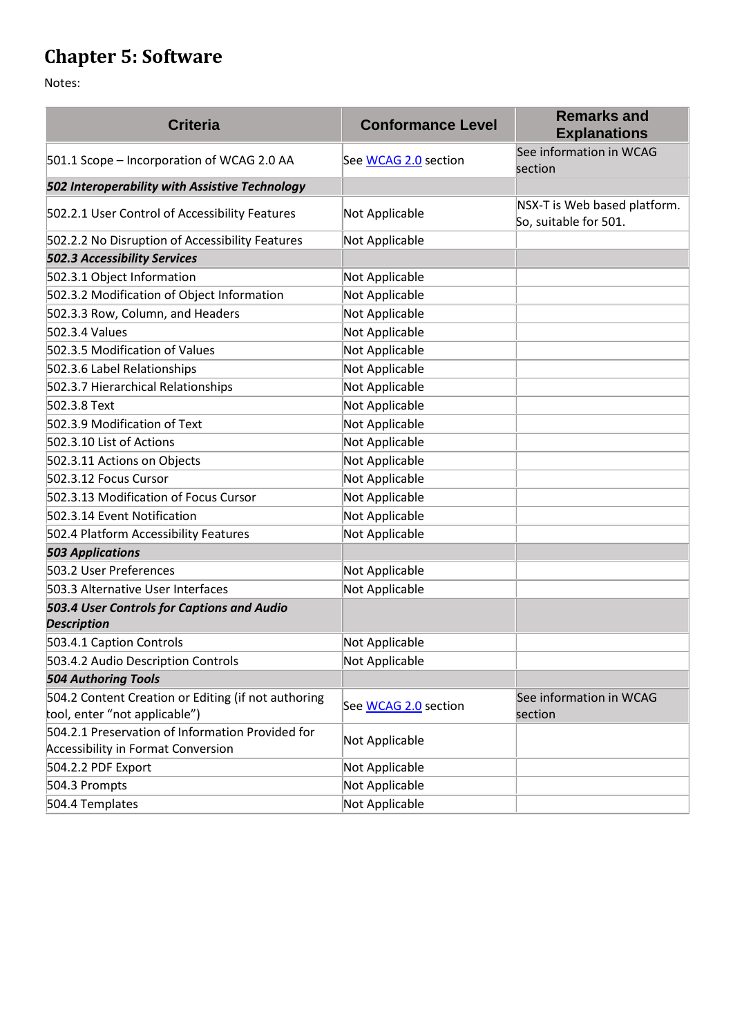# Chapter 5: Software

Notes:

| Criteria | Conformance Level | Remarks and Explanations |
| --- | --- | --- |
| 501.1 Scope – Incorporation of WCAG 2.0 AA | See [WCAG 2.0](#) section | See information in WCAG section |
| ***502 Interoperability with Assistive Technology*** | | |
| 502.2.1 User Control of Accessibility Features | Not Applicable | NSX-T is Web based platform. So, suitable for 501. |
| 502.2.2 No Disruption of Accessibility Features | Not Applicable | |
| ***502.3 Accessibility Services*** | | |
| 502.3.1 Object Information | Not Applicable | |
| 502.3.2 Modification of Object Information | Not Applicable | |
| 502.3.3 Row, Column, and Headers | Not Applicable | |
| 502.3.4 Values | Not Applicable | |
| 502.3.5 Modification of Values | Not Applicable | |
| 502.3.6 Label Relationships | Not Applicable | |
| 502.3.7 Hierarchical Relationships | Not Applicable | |
| 502.3.8 Text | Not Applicable | |
| 502.3.9 Modification of Text | Not Applicable | |
| 502.3.10 List of Actions | Not Applicable | |
| 502.3.11 Actions on Objects | Not Applicable | |
| 502.3.12 Focus Cursor | Not Applicable | |
| 502.3.13 Modification of Focus Cursor | Not Applicable | |
| 502.3.14 Event Notification | Not Applicable | |
| 502.4 Platform Accessibility Features | Not Applicable | |
| ***503 Applications*** | | |
| 503.2 User Preferences | Not Applicable | |
| 503.3 Alternative User Interfaces | Not Applicable | |
| ***503.4 User Controls for Captions and Audio Description*** | | |
| 503.4.1 Caption Controls | Not Applicable | |
| 503.4.2 Audio Description Controls | Not Applicable | |
| ***504 Authoring Tools*** | | |
| 504.2 Content Creation or Editing (if not authoring tool, enter "not applicable") | See [WCAG 2.0](#) section | See information in WCAG section |
| 504.2.1 Preservation of Information Provided for Accessibility in Format Conversion | Not Applicable | |
| 504.2.2 PDF Export | Not Applicable | |
| 504.3 Prompts | Not Applicable | |
| 504.4 Templates | Not Applicable | |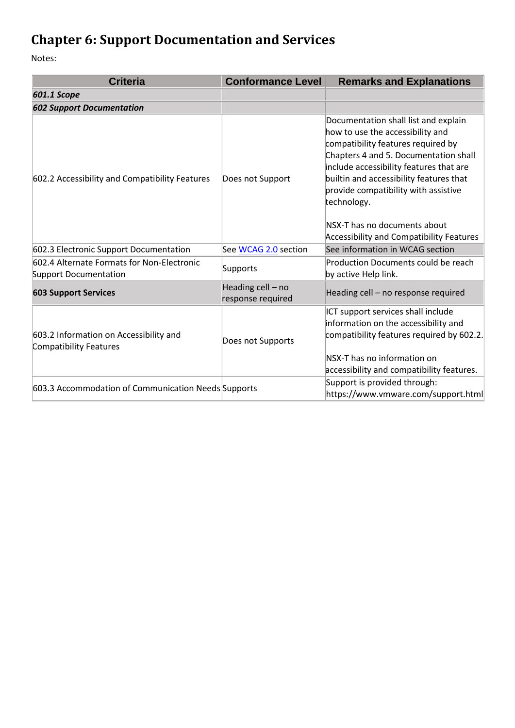## Chapter 6: Support Documentation and Services

Notes:

| Criteria | Conformance Level | Remarks and Explanations |
|---|---|---|
| ***601.1 Scope*** | | |
| ***602 Support Documentation*** | | |
| 602.2 Accessibility and Compatibility Features | Does not Support | Documentation shall list and explain how to use the accessibility and compatibility features required by Chapters 4 and 5. Documentation shall include accessibility features that are builtin and accessibility features that provide compatibility with assistive technology.<br><br>NSX-T has no documents about Accessibility and Compatibility Features |
| 602.3 Electronic Support Documentation | See WCAG 2.0 section | See information in WCAG section |
| 602.4 Alternate Formats for Non-Electronic Support Documentation | Supports | Production Documents could be reach by active Help link. |
| **603 Support Services** | Heading cell – no response required | Heading cell – no response required |
| 603.2 Information on Accessibility and Compatibility Features | Does not Supports | ICT support services shall include information on the accessibility and compatibility features required by 602.2.<br><br>NSX-T has no information on accessibility and compatibility features. |
| 603.3 Accommodation of Communication Needs | Supports | Support is provided through: https://www.vmware.com/support.html |